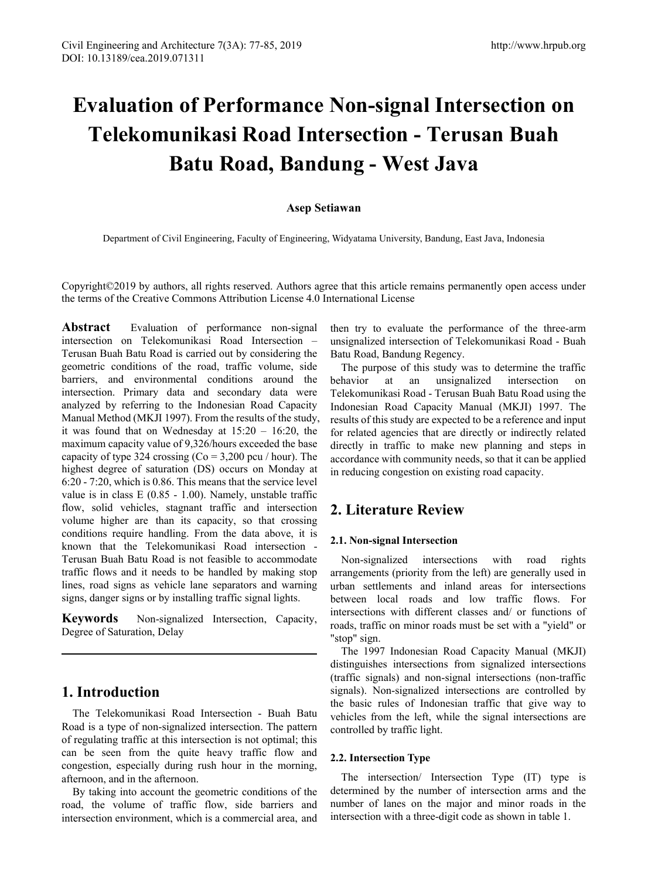# Evaluation of Performance Non-signal Intersection on Telekomunikasi Road Intersection - Terusan Buah Batu Road, Bandung - West Java

**Asep Setiawan**

Department of Civil Engineering, Faculty of Engineering, Widyatama University, Bandung, East Java, Indonesia

Copyright©2019 by authors, all rights reserved. Authors agree that this article remains permanently open access under the terms of the Creative Commons Attribution License 4.0 International License

**Abstract** Evaluation of performance non-signal intersection on Telekomunikasi Road Intersection – Terusan Buah Batu Road is carried out by considering the geometric conditions of the road, traffic volume, side barriers, and environmental conditions around the intersection. Primary data and secondary data were analyzed by referring to the Indonesian Road Capacity Manual Method (MKJI 1997). From the results of the study, it was found that on Wednesday at 15:20 – 16:20, the maximum capacity value of 9,326/hours exceeded the base capacity of type 324 crossing (Co = 3,200 pcu / hour). The highest degree of saturation (DS) occurs on Monday at 6:20 - 7:20, which is 0.86. This means that the service level value is in class E (0.85 - 1.00). Namely, unstable traffic flow, solid vehicles, stagnant traffic and intersection volume higher are than its capacity, so that crossing conditions require handling. From the data above, it is known that the Telekomunikasi Road intersection - Terusan Buah Batu Road is not feasible to accommodate traffic flows and it needs to be handled by making stop lines, road signs as vehicle lane separators and warning signs, danger signs or by installing traffic signal lights.

**Keywords** Non-signalized Intersection, Capacity, Degree of Saturation, Delay

## 1. Introduction

The Telekomunikasi Road Intersection - Buah Batu Road is a type of non-signalized intersection. The pattern of regulating traffic at this intersection is not optimal; this can be seen from the quite heavy traffic flow and congestion, especially during rush hour in the morning, afternoon, and in the afternoon.

By taking into account the geometric conditions of the road, the volume of traffic flow, side barriers and intersection environment, which is a commercial area, and then try to evaluate the performance of the three-arm unsignalized intersection of Telekomunikasi Road - Buah Batu Road, Bandung Regency.

The purpose of this study was to determine the traffic behavior at an unsignalized intersection on Telekomunikasi Road - Terusan Buah Batu Road using the Indonesian Road Capacity Manual (MKJI) 1997. The results of this study are expected to be a reference and input for related agencies that are directly or indirectly related directly in traffic to make new planning and steps in accordance with community needs, so that it can be applied in reducing congestion on existing road capacity.

## 2. Literature Review

### 2.1. Non-signal Intersection

Non-signalized intersections with road rights arrangements (priority from the left) are generally used in urban settlements and inland areas for intersections between local roads and low traffic flows. For intersections with different classes and/ or functions of roads, traffic on minor roads must be set with a "yield" or "stop" sign.

The 1997 Indonesian Road Capacity Manual (MKJI) distinguishes intersections from signalized intersections (traffic signals) and non-signal intersections (non-traffic signals). Non-signalized intersections are controlled by the basic rules of Indonesian traffic that give way to vehicles from the left, while the signal intersections are controlled by traffic light.

### 2.2. Intersection Type

The intersection/ Intersection Type (IT) type is determined by the number of intersection arms and the number of lanes on the major and minor roads in the intersection with a three-digit code as shown in table 1.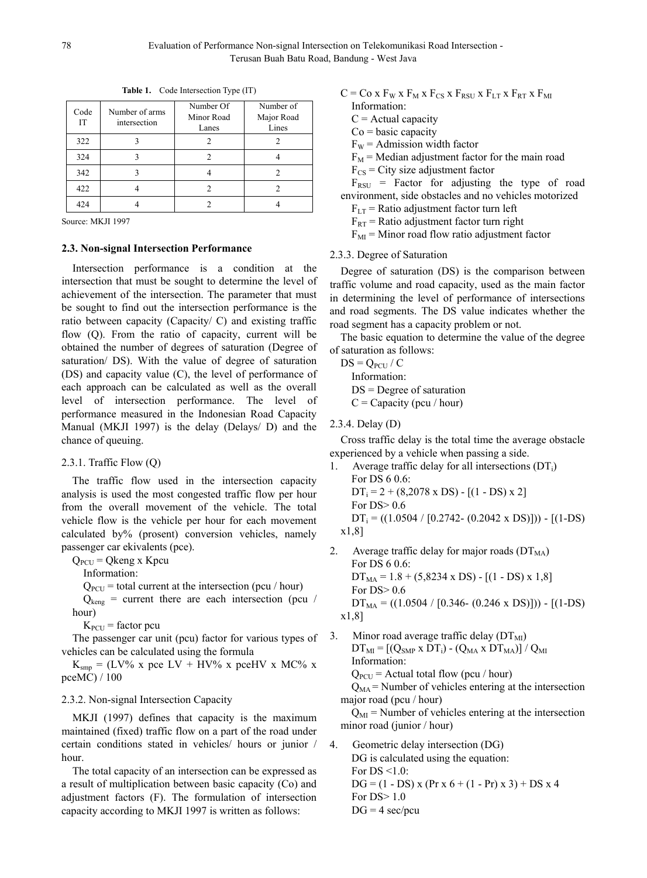**Table 1.** Code Intersection Type (IT)

| Code IT | Number of arms intersection | Number Of Minor Road Lanes | Number of Major Road Lines |
|---|---|---|---|
| 322 | 3 | 2 | 2 |
| 324 | 3 | 2 | 4 |
| 342 | 3 | 4 | 2 |
| 422 | 4 | 2 | 2 |
| 424 | 4 | 2 | 4 |

Source: MKJI 1997

### 2.3. Non-signal Intersection Performance

Intersection performance is a condition at the intersection that must be sought to determine the level of achievement of the intersection. The parameter that must be sought to find out the intersection performance is the ratio between capacity (Capacity/ C) and existing traffic flow (Q). From the ratio of capacity, current will be obtained the number of degrees of saturation (Degree of saturation/ DS). With the value of degree of saturation (DS) and capacity value (C), the level of performance of each approach can be calculated as well as the overall level of intersection performance. The level of performance measured in the Indonesian Road Capacity Manual (MKJI 1997) is the delay (Delays/ D) and the chance of queuing.

#### 2.3.1. Traffic Flow (Q)

The traffic flow used in the intersection capacity analysis is used the most congested traffic flow per hour from the overall movement of the vehicle. The total vehicle flow is the vehicle per hour for each movement calculated by% (prosent) conversion vehicles, namely passenger car ekivalents (pce).

$Q_{PCU}$ = Qkeng x Kpcu

Information:

$Q_{PCU}$ = total current at the intersection (pcu / hour)

$Q_{keng}$ = current there are each intersection (pcu / hour)

$K_{PCU}$ = factor pcu

The passenger car unit (pcu) factor for various types of vehicles can be calculated using the formula

$K_{smp}$ = (LV% x pce LV + HV% x pceHV x MC% x pceMC) / 100

#### 2.3.2. Non-signal Intersection Capacity

MKJI (1997) defines that capacity is the maximum maintained (fixed) traffic flow on a part of the road under certain conditions stated in vehicles/ hours or junior / hour.

The total capacity of an intersection can be expressed as a result of multiplication between basic capacity (Co) and adjustment factors (F). The formulation of intersection capacity according to MKJI 1997 is written as follows:

$C = Co \times F_W \times F_M \times F_{CS} \times F_{RSU} \times F_{LT} \times F_{RT} \times F_{MI}$

Information:

C = Actual capacity

Co = basic capacity

$F_W$ = Admission width factor

$F_M$ = Median adjustment factor for the main road

$F_{CS}$ = City size adjustment factor

$F_{RSU}$ = Factor for adjusting the type of road environment, side obstacles and no vehicles motorized

$F_{LT}$ = Ratio adjustment factor turn left

$F_{RT}$ = Ratio adjustment factor turn right

$F_{MI}$ = Minor road flow ratio adjustment factor

#### 2.3.3. Degree of Saturation

Degree of saturation (DS) is the comparison between traffic volume and road capacity, used as the main factor in determining the level of performance of intersections and road segments. The DS value indicates whether the road segment has a capacity problem or not.

The basic equation to determine the value of the degree of saturation as follows:

$DS = Q_{PCU} / C$

Information:

DS = Degree of saturation

C = Capacity (pcu / hour)

#### 2.3.4. Delay (D)

Cross traffic delay is the total time the average obstacle experienced by a vehicle when passing a side.

1. Average traffic delay for all intersections ($DT_i$)
   For DS 6 0.6:
   $DT_i = 2 + (8{,}2078 \times DS) - [(1 - DS) \times 2]$
   For DS> 0.6
   $DT_i = ((1.0504 / [0.2742 - (0.2042 \times DS)])) - [(1-DS) \times 1{,}8]$
2. Average traffic delay for major roads ($DT_{MA}$)
   For DS 6 0.6:
   $DT_{MA} = 1.8 + (5{,}8234 \times DS) - [(1 - DS) \times 1{,}8]$
   For DS> 0.6
   $DT_{MA} = ((1.0504 / [0.346 - (0.246 \times DS)])) - [(1-DS) \times 1{,}8]$
3. Minor road average traffic delay ($DT_{MI}$)
   $DT_{MI} = [(Q_{SMP} \times DT_i) - (Q_{MA} \times DT_{MA})] / Q_{MI}$
   Information:
   $Q_{PCU}$ = Actual total flow (pcu / hour)
   $Q_{MA}$ = Number of vehicles entering at the intersection major road (pcu / hour)
   $Q_{MI}$ = Number of vehicles entering at the intersection minor road (junior / hour)
4. Geometric delay intersection (DG)
   DG is calculated using the equation:
   For DS <1.0:
   $DG = (1 - DS) \times (Pr \times 6 + (1 - Pr) \times 3) + DS \times 4$
   For DS> 1.0
   DG = 4 sec/pcu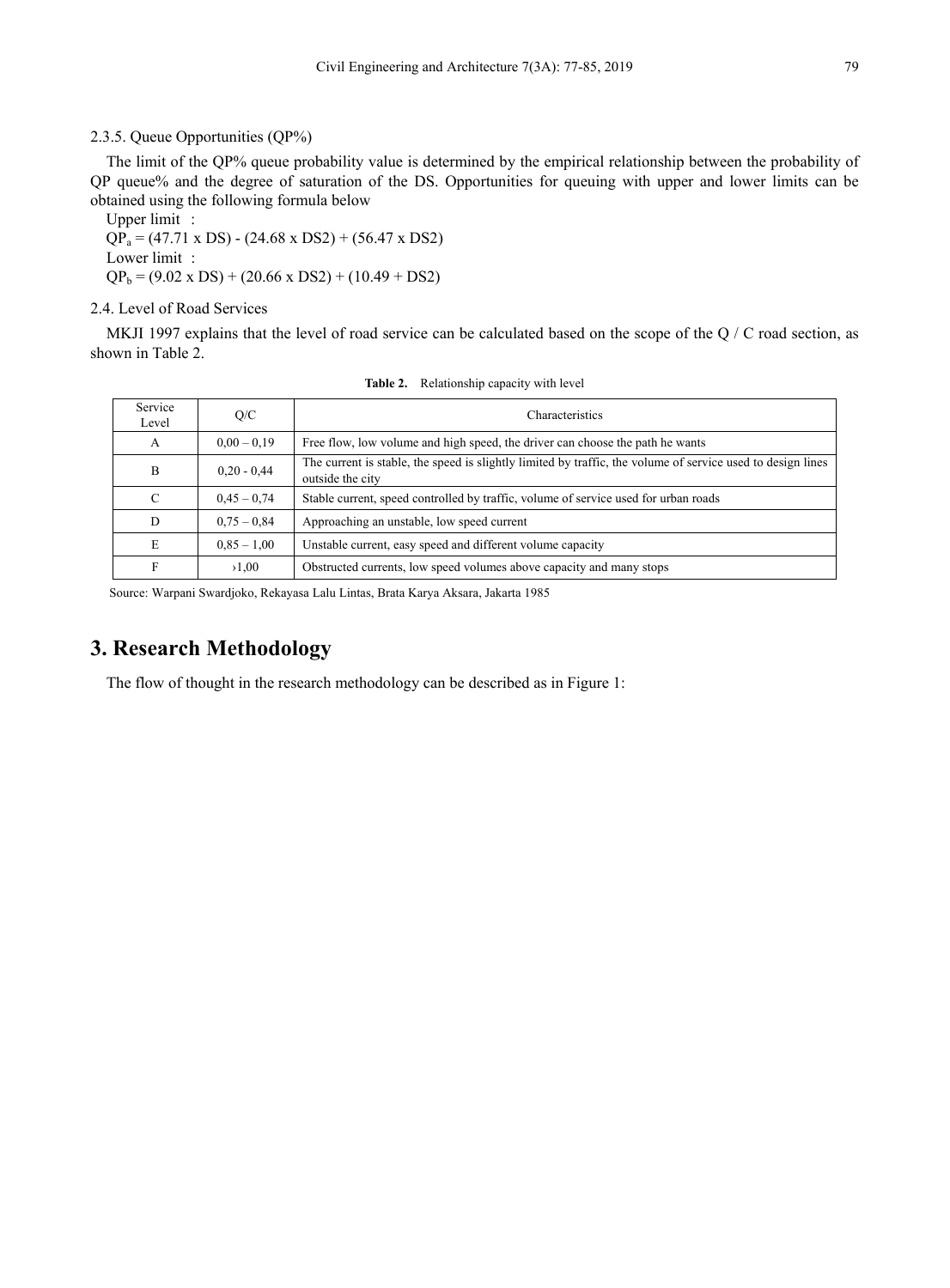2.3.5. Queue Opportunities (QP%)

The limit of the QP% queue probability value is determined by the empirical relationship between the probability of QP queue% and the degree of saturation of the DS. Opportunities for queuing with upper and lower limits can be obtained using the following formula below

Upper limit :

$QP_a = (47.71 \text{ x DS}) - (24.68 \text{ x DS2}) + (56.47 \text{ x DS2})$

Lower limit :

$QP_b = (9.02 \text{ x DS}) + (20.66 \text{ x DS2}) + (10.49 + \text{DS2})$

2.4. Level of Road Services

MKJI 1997 explains that the level of road service can be calculated based on the scope of the Q / C road section, as shown in Table 2.

**Table 2.** Relationship capacity with level

| Service Level | Q/C | Characteristics |
|---|---|---|
| A | 0,00 – 0,19 | Free flow, low volume and high speed, the driver can choose the path he wants |
| B | 0,20 - 0,44 | The current is stable, the speed is slightly limited by traffic, the volume of service used to design lines outside the city |
| C | 0,45 – 0,74 | Stable current, speed controlled by traffic, volume of service used for urban roads |
| D | 0,75 – 0,84 | Approaching an unstable, low speed current |
| E | 0,85 – 1,00 | Unstable current, easy speed and different volume capacity |
| F | ›1,00 | Obstructed currents, low speed volumes above capacity and many stops |

Source: Warpani Swardjoko, Rekayasa Lalu Lintas, Brata Karya Aksara, Jakarta 1985

# 3. Research Methodology

The flow of thought in the research methodology can be described as in Figure 1: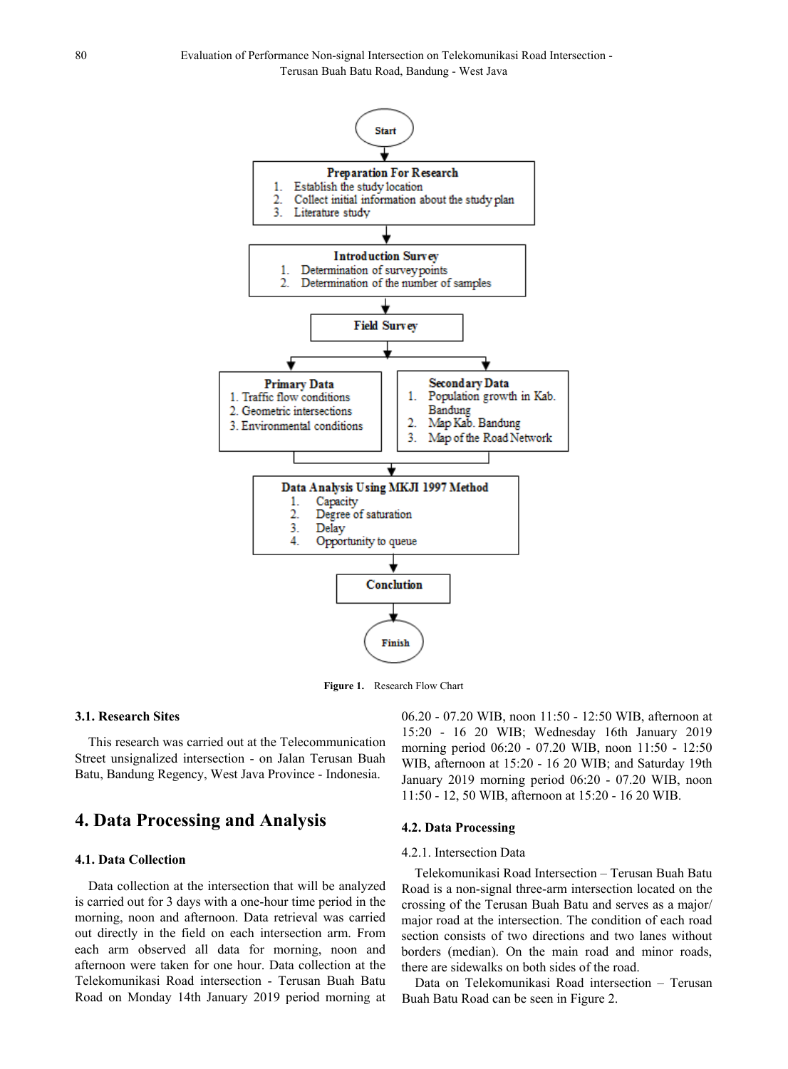Start

**Preparation For Research**
1. Establish the study location
2. Collect initial information about the study plan
3. Literature study

**Introduction Survey**
1. Determination of survey points
2. Determination of the number of samples

**Field Survey**

**Primary Data**
1. Traffic flow conditions
2. Geometric intersections
3. Environmental conditions

**Secondary Data**
1. Population growth in Kab. Bandung
2. Map Kab. Bandung
3. Map of the Road Network

**Data Analysis Using MKJI 1997 Method**
1. Capacity
2. Degree of saturation
3. Delay
4. Opportunity to queue

**Conclution**

Finish

**Figure 1.** Research Flow Chart

### 3.1. Research Sites

This research was carried out at the Telecommunication Street unsignalized intersection - on Jalan Terusan Buah Batu, Bandung Regency, West Java Province - Indonesia.

## 4. Data Processing and Analysis

### 4.1. Data Collection

Data collection at the intersection that will be analyzed is carried out for 3 days with a one-hour time period in the morning, noon and afternoon. Data retrieval was carried out directly in the field on each intersection arm. From each arm observed all data for morning, noon and afternoon were taken for one hour. Data collection at the Telekomunikasi Road intersection - Terusan Buah Batu Road on Monday 14th January 2019 period morning at 06.20 - 07.20 WIB, noon 11:50 - 12:50 WIB, afternoon at 15:20 - 16 20 WIB; Wednesday 16th January 2019 morning period 06:20 - 07.20 WIB, noon 11:50 - 12:50 WIB, afternoon at 15:20 - 16 20 WIB; and Saturday 19th January 2019 morning period 06:20 - 07.20 WIB, noon 11:50 - 12, 50 WIB, afternoon at 15:20 - 16 20 WIB.

### 4.2. Data Processing

4.2.1. Intersection Data

Telekomunikasi Road Intersection – Terusan Buah Batu Road is a non-signal three-arm intersection located on the crossing of the Terusan Buah Batu and serves as a major/ major road at the intersection. The condition of each road section consists of two directions and two lanes without borders (median). On the main road and minor roads, there are sidewalks on both sides of the road.

Data on Telekomunikasi Road intersection – Terusan Buah Batu Road can be seen in Figure 2.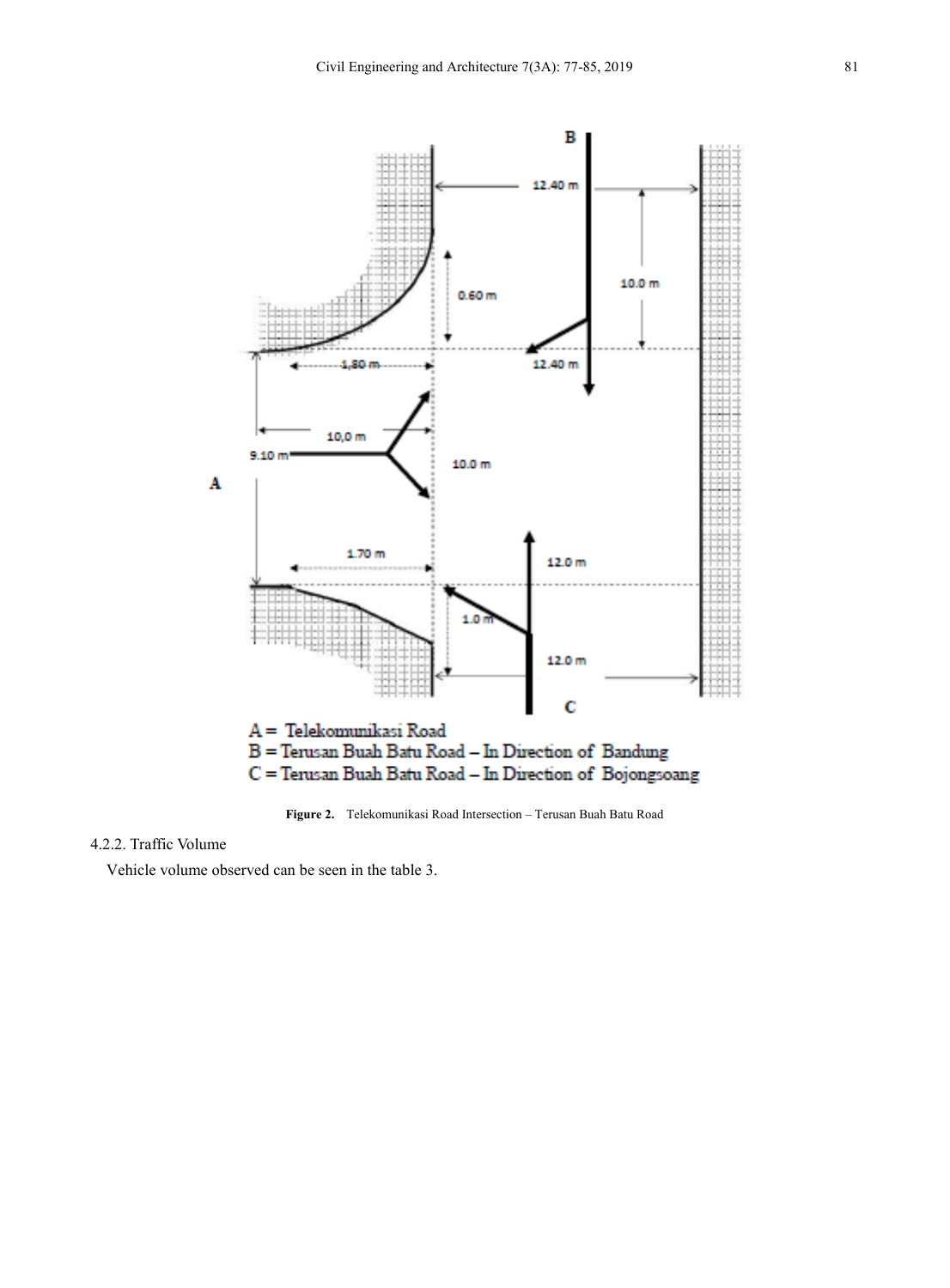A = Telekomunikasi Road
B = Terusan Buah Batu Road – In Direction of Bandung
C = Terusan Buah Batu Road – In Direction of Bojongsoang

**Figure 2.** Telekomunikasi Road Intersection – Terusan Buah Batu Road

### 4.2.2. Traffic Volume

Vehicle volume observed can be seen in the table 3.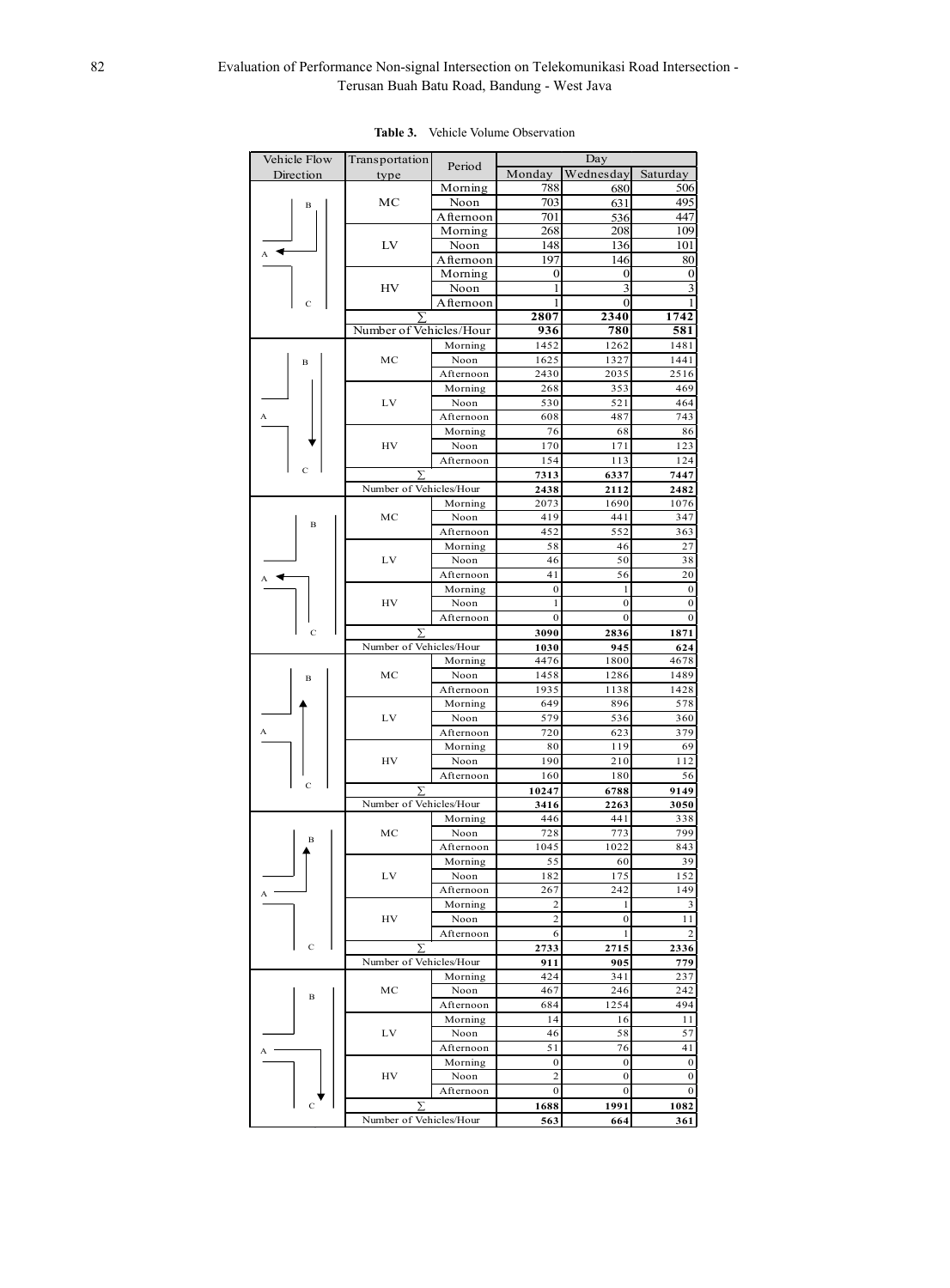**Table 3.** Vehicle Volume Observation

| Vehicle Flow Direction | Transportation type | Period | Day | | |
|---|---|---|---|---|---|
| | | | Monday | Wednesday | Saturday |
| B → A | MC | Morning | 788 | 680 | 506 |
| | | Noon | 703 | 631 | 495 |
| | | Afternoon | 701 | 536 | 447 |
| | LV | Morning | 268 | 208 | 109 |
| | | Noon | 148 | 136 | 101 |
| | | Afternoon | 197 | 146 | 80 |
| | HV | Morning | 0 | 0 | 0 |
| | | Noon | 1 | 3 | 3 |
| | | Afternoon | 1 | 0 | 1 |
| | ∑ | | **2807** | **2340** | **1742** |
| | Number of Vehicles/Hour | | **936** | **780** | **581** |
| B → C | MC | Morning | 1452 | 1262 | 1481 |
| | | Noon | 1625 | 1327 | 1441 |
| | | Afternoon | 2430 | 2035 | 2516 |
| | LV | Morning | 268 | 353 | 469 |
| | | Noon | 530 | 521 | 464 |
| | | Afternoon | 608 | 487 | 743 |
| | HV | Morning | 76 | 68 | 86 |
| | | Noon | 170 | 171 | 123 |
| | | Afternoon | 154 | 113 | 124 |
| | ∑ | | **7313** | **6337** | **7447** |
| | Number of Vehicles/Hour | | **2438** | **2112** | **2482** |
| C → A | MC | Morning | 2073 | 1690 | 1076 |
| | | Noon | 419 | 441 | 347 |
| | | Afternoon | 452 | 552 | 363 |
| | LV | Morning | 58 | 46 | 27 |
| | | Noon | 46 | 50 | 38 |
| | | Afternoon | 41 | 56 | 20 |
| | HV | Morning | 0 | 1 | 0 |
| | | Noon | 1 | 0 | 0 |
| | | Afternoon | 0 | 0 | 0 |
| | ∑ | | **3090** | **2836** | **1871** |
| | Number of Vehicles/Hour | | **1030** | **945** | **624** |
| C → B | MC | Morning | 4476 | 1800 | 4678 |
| | | Noon | 1458 | 1286 | 1489 |
| | | Afternoon | 1935 | 1138 | 1428 |
| | LV | Morning | 649 | 896 | 578 |
| | | Noon | 579 | 536 | 360 |
| | | Afternoon | 720 | 623 | 379 |
| | HV | Morning | 80 | 119 | 69 |
| | | Noon | 190 | 210 | 112 |
| | | Afternoon | 160 | 180 | 56 |
| | ∑ | | **10247** | **6788** | **9149** |
| | Number of Vehicles/Hour | | **3416** | **2263** | **3050** |
| A → B | MC | Morning | 446 | 441 | 338 |
| | | Noon | 728 | 773 | 799 |
| | | Afternoon | 1045 | 1022 | 843 |
| | LV | Morning | 55 | 60 | 39 |
| | | Noon | 182 | 175 | 152 |
| | | Afternoon | 267 | 242 | 149 |
| | HV | Morning | 2 | 1 | 3 |
| | | Noon | 2 | 0 | 11 |
| | | Afternoon | 6 | 1 | 2 |
| | ∑ | | **2733** | **2715** | **2336** |
| | Number of Vehicles/Hour | | **911** | **905** | **779** |
| A → C | MC | Morning | 424 | 341 | 237 |
| | | Noon | 467 | 246 | 242 |
| | | Afternoon | 684 | 1254 | 494 |
| | LV | Morning | 14 | 16 | 11 |
| | | Noon | 46 | 58 | 57 |
| | | Afternoon | 51 | 76 | 41 |
| | HV | Morning | 0 | 0 | 0 |
| | | Noon | 2 | 0 | 0 |
| | | Afternoon | 0 | 0 | 0 |
| | ∑ | | **1688** | **1991** | **1082** |
| | Number of Vehicles/Hour | | **563** | **664** | **361** |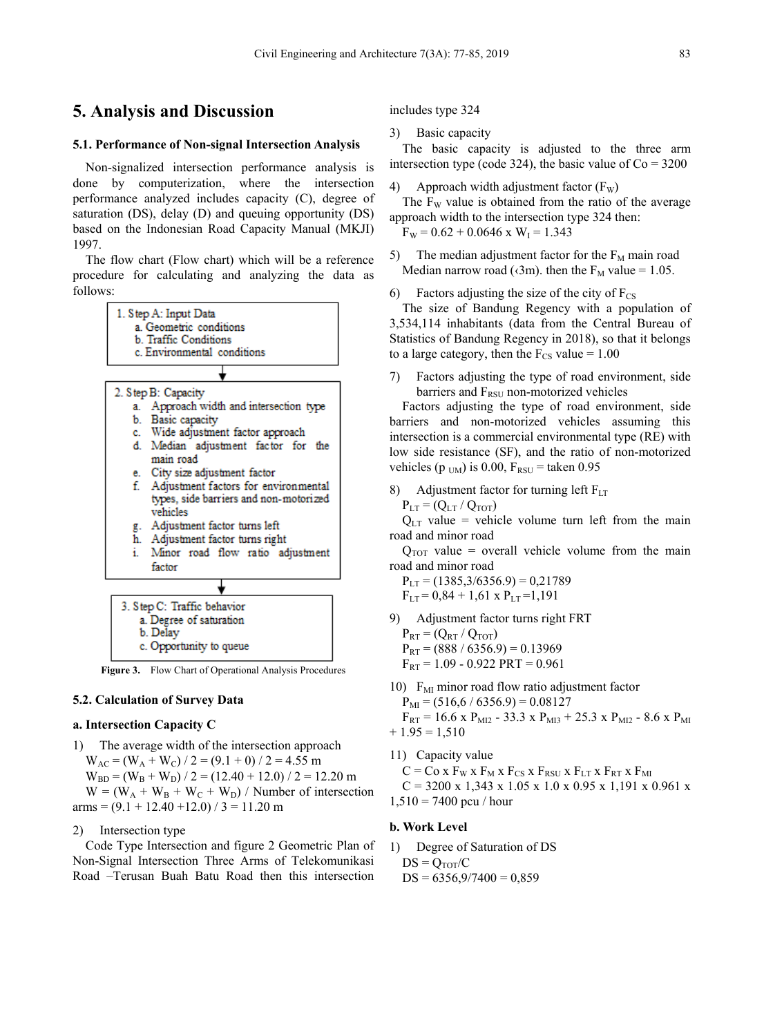## 5. Analysis and Discussion

### 5.1. Performance of Non-signal Intersection Analysis

Non-signalized intersection performance analysis is done by computerization, where the intersection performance analyzed includes capacity (C), degree of saturation (DS), delay (D) and queuing opportunity (DS) based on the Indonesian Road Capacity Manual (MKJI) 1997.

The flow chart (Flow chart) which will be a reference procedure for calculating and analyzing the data as follows:

1. Step A: Input Data
   a. Geometric conditions
   b. Traffic Conditions
   c. Environmental conditions

2. Step B: Capacity
   a. Approach width and intersection type
   b. Basic capacity
   c. Wide adjustment factor approach
   d. Median adjustment factor for the main road
   e. City size adjustment factor
   f. Adjustment factors for environmental types, side barriers and non-motorized vehicles
   g. Adjustment factor turns left
   h. Adjustment factor turns right
   i. Minor road flow ratio adjustment factor

3. Step C: Traffic behavior
   a. Degree of saturation
   b. Delay
   c. Opportunity to queue

**Figure 3.** Flow Chart of Operational Analysis Procedures

### 5.2. Calculation of Survey Data

**a. Intersection Capacity C**

1) The average width of the intersection approach

$W_{AC} = (W_A + W_C) / 2 = (9.1 + 0) / 2 = 4.55$ m

$W_{BD} = (W_B + W_D) / 2 = (12.40 + 12.0) / 2 = 12.20$ m

$W = (W_A + W_B + W_C + W_D)$ / Number of intersection arms $= (9.1 + 12.40 + 12.0) / 3 = 11.20$ m

2) Intersection type

Code Type Intersection and figure 2 Geometric Plan of Non-Signal Intersection Three Arms of Telekomunikasi Road –Terusan Buah Batu Road then this intersection includes type 324

3) Basic capacity

The basic capacity is adjusted to the three arm intersection type (code 324), the basic value of Co = 3200

4) Approach width adjustment factor ($F_W$)

The $F_W$ value is obtained from the ratio of the average approach width to the intersection type 324 then:

$F_W = 0.62 + 0.0646 \times W_I = 1.343$

5) The median adjustment factor for the $F_M$ main road

Median narrow road (‹3m). then the $F_M$ value = 1.05.

6) Factors adjusting the size of the city of $F_{CS}$

The size of Bandung Regency with a population of 3,534,114 inhabitants (data from the Central Bureau of Statistics of Bandung Regency in 2018), so that it belongs to a large category, then the $F_{CS}$ value = 1.00

7) Factors adjusting the type of road environment, side barriers and $F_{RSU}$ non-motorized vehicles

Factors adjusting the type of road environment, side barriers and non-motorized vehicles assuming this intersection is a commercial environmental type (RE) with low side resistance (SF), and the ratio of non-motorized vehicles ($p_{UM}$) is 0.00, $F_{RSU}$ = taken 0.95

8) Adjustment factor for turning left $F_{LT}$

$P_{LT} = (Q_{LT} / Q_{TOT})$

$Q_{LT}$ value = vehicle volume turn left from the main road and minor road

$Q_{TOT}$ value = overall vehicle volume from the main road and minor road

$P_{LT} = (1385{,}3/6356.9) = 0{,}21789$

$F_{LT} = 0{,}84 + 1{,}61 \times P_{LT} = 1{,}191$

9) Adjustment factor turns right FRT

$P_{RT} = (Q_{RT} / Q_{TOT})$

$P_{RT} = (888 / 6356.9) = 0.13969$

$F_{RT} = 1.09 - 0.922$ PRT $= 0.961$

10) $F_{MI}$ minor road flow ratio adjustment factor

$P_{MI} = (516{,}6 / 6356.9) = 0.08127$

$F_{RT} = 16.6 \times P_{MI2} - 33.3 \times P_{MI3} + 25.3 \times P_{MI2} - 8.6 \times P_{MI} + 1.95 = 1{,}510$

11) Capacity value

$C = Co \times F_W \times F_M \times F_{CS} \times F_{RSU} \times F_{LT} \times F_{RT} \times F_{MI}$

$C = 3200 \times 1{,}343 \times 1.05 \times 1.0 \times 0.95 \times 1{,}191 \times 0.961 \times 1{,}510 = 7400$ pcu / hour

**b. Work Level**

1) Degree of Saturation of DS

$DS = Q_{TOT}/C$

$DS = 6356{,}9/7400 = 0{,}859$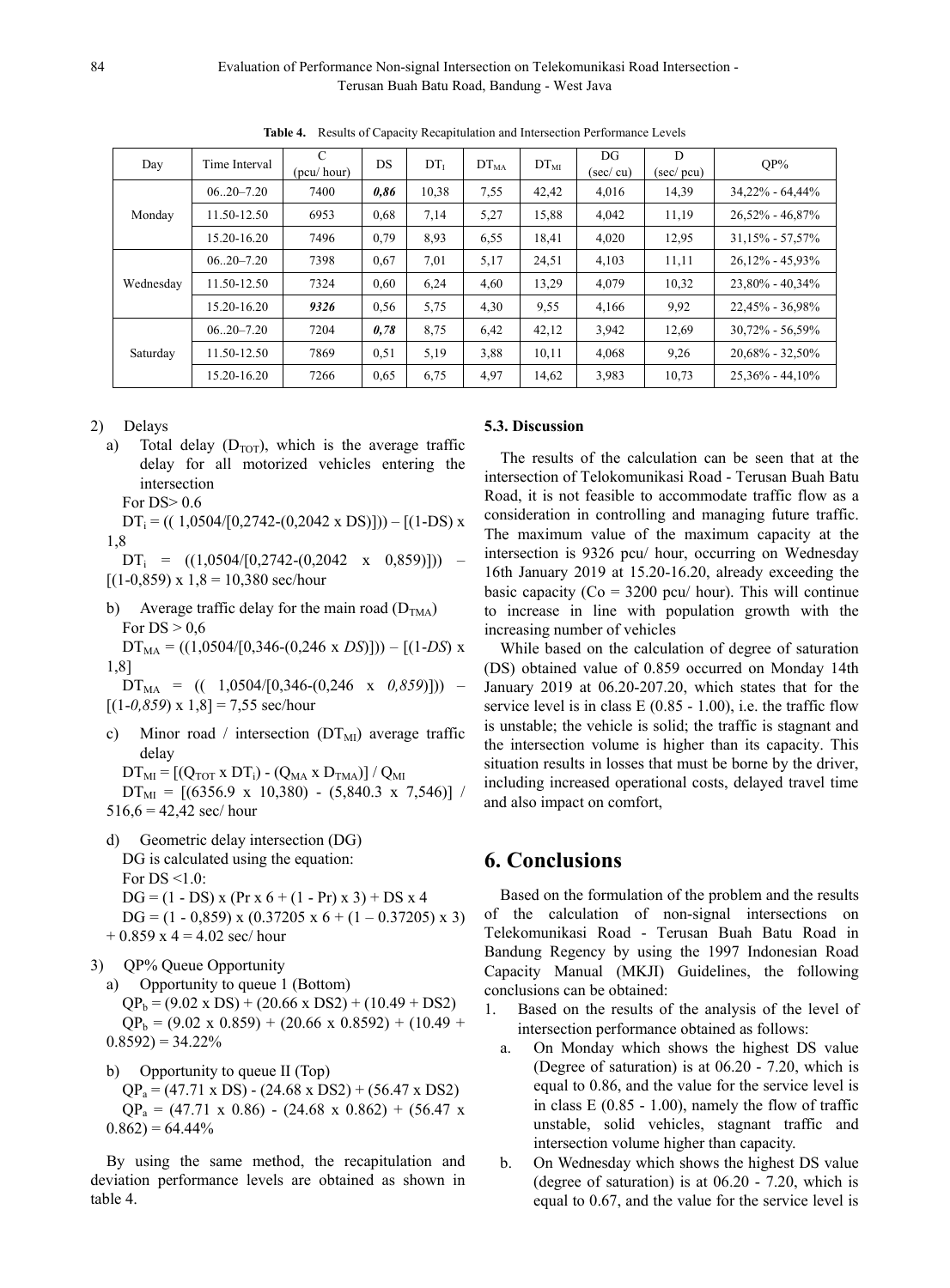**Table 4.** Results of Capacity Recapitulation and Intersection Performance Levels

| Day | Time Interval | C (pcu/ hour) | DS | $DT_I$ | $DT_{MA}$ | $DT_{MI}$ | DG (sec/ cu) | D (sec/ pcu) | QP% |
|---|---|---|---|---|---|---|---|---|---|
| Monday | 06..20–7.20 | 7400 | ***0,86*** | 10,38 | 7,55 | 42,42 | 4,016 | 14,39 | 34,22% - 64,44% |
| | 11.50-12.50 | 6953 | 0,68 | 7,14 | 5,27 | 15,88 | 4,042 | 11,19 | 26,52% - 46,87% |
| | 15.20-16.20 | 7496 | 0,79 | 8,93 | 6,55 | 18,41 | 4,020 | 12,95 | 31,15% - 57,57% |
| Wednesday | 06..20–7.20 | 7398 | 0,67 | 7,01 | 5,17 | 24,51 | 4,103 | 11,11 | 26,12% - 45,93% |
| | 11.50-12.50 | 7324 | 0,60 | 6,24 | 4,60 | 13,29 | 4,079 | 10,32 | 23,80% - 40,34% |
| | 15.20-16.20 | ***9326*** | 0,56 | 5,75 | 4,30 | 9,55 | 4,166 | 9,92 | 22,45% - 36,98% |
| Saturday | 06..20–7.20 | 7204 | ***0,78*** | 8,75 | 6,42 | 42,12 | 3,942 | 12,69 | 30,72% - 56,59% |
| | 11.50-12.50 | 7869 | 0,51 | 5,19 | 3,88 | 10,11 | 4,068 | 9,26 | 20,68% - 32,50% |
| | 15.20-16.20 | 7266 | 0,65 | 6,75 | 4,97 | 14,62 | 3,983 | 10,73 | 25,36% - 44,10% |

2) Delays

a) Total delay ($D_{TOT}$), which is the average traffic delay for all motorized vehicles entering the intersection

For DS> 0.6

$DT_i$ = (( 1,0504/[0,2742-(0,2042 x DS)])) – [(1-DS) x 1,8

$DT_i$ = ((1,0504/[0,2742-(0,2042 x 0,859)])) – [(1-0,859) x 1,8 = 10,380 sec/hour

b) Average traffic delay for the main road ($D_{TMA}$)

For DS > 0,6

$DT_{MA}$ = ((1,0504/[0,346-(0,246 x *DS*)])) – [(1-*DS*) x 1,8]

$DT_{MA}$ = (( 1,0504/[0,346-(0,246 x *0,859*)])) – [(1-*0,859*) x 1,8] = 7,55 sec/hour

c) Minor road / intersection ($DT_{MI}$) average traffic delay

$DT_{MI}$ = [($Q_{TOT}$ x $DT_i$) - ($Q_{MA}$ x $D_{TMA}$)] / $Q_{MI}$

$DT_{MI}$ = [(6356.9 x 10,380) - (5,840.3 x 7,546)] / 516,6 = 42,42 sec/ hour

d) Geometric delay intersection (DG)

DG is calculated using the equation:

For DS <1.0:

DG = (1 - DS) x (Pr x 6 + (1 - Pr) x 3) + DS x 4

DG = (1 - 0,859) x (0.37205 x 6 + (1 – 0.37205) x 3) + 0.859 x 4 = 4.02 sec/ hour

3) QP% Queue Opportunity

a) Opportunity to queue 1 (Bottom)

$QP_b$ = (9.02 x DS) + (20.66 x DS2) + (10.49 + DS2)

$QP_b$ = (9.02 x 0.859) + (20.66 x 0.8592) + (10.49 + 0.8592) = 34.22%

b) Opportunity to queue II (Top)

$QP_a$ = (47.71 x DS) - (24.68 x DS2) + (56.47 x DS2)

$QP_a$ = (47.71 x 0.86) - (24.68 x 0.862) + (56.47 x 0.862) = 64.44%

By using the same method, the recapitulation and deviation performance levels are obtained as shown in table 4.

### 5.3. Discussion

The results of the calculation can be seen that at the intersection of Telokomunikasi Road - Terusan Buah Batu Road, it is not feasible to accommodate traffic flow as a consideration in controlling and managing future traffic. The maximum value of the maximum capacity at the intersection is 9326 pcu/ hour, occurring on Wednesday 16th January 2019 at 15.20-16.20, already exceeding the basic capacity (Co = 3200 pcu/ hour). This will continue to increase in line with population growth with the increasing number of vehicles

While based on the calculation of degree of saturation (DS) obtained value of 0.859 occurred on Monday 14th January 2019 at 06.20-207.20, which states that for the service level is in class E (0.85 - 1.00), i.e. the traffic flow is unstable; the vehicle is solid; the traffic is stagnant and the intersection volume is higher than its capacity. This situation results in losses that must be borne by the driver, including increased operational costs, delayed travel time and also impact on comfort,

## 6. Conclusions

Based on the formulation of the problem and the results of the calculation of non-signal intersections on Telekomunikasi Road - Terusan Buah Batu Road in Bandung Regency by using the 1997 Indonesian Road Capacity Manual (MKJI) Guidelines, the following conclusions can be obtained:

1. Based on the results of the analysis of the level of intersection performance obtained as follows:
   a. On Monday which shows the highest DS value (Degree of saturation) is at 06.20 - 7.20, which is equal to 0.86, and the value for the service level is in class E (0.85 - 1.00), namely the flow of traffic unstable, solid vehicles, stagnant traffic and intersection volume higher than capacity.
   b. On Wednesday which shows the highest DS value (degree of saturation) is at 06.20 - 7.20, which is equal to 0.67, and the value for the service level is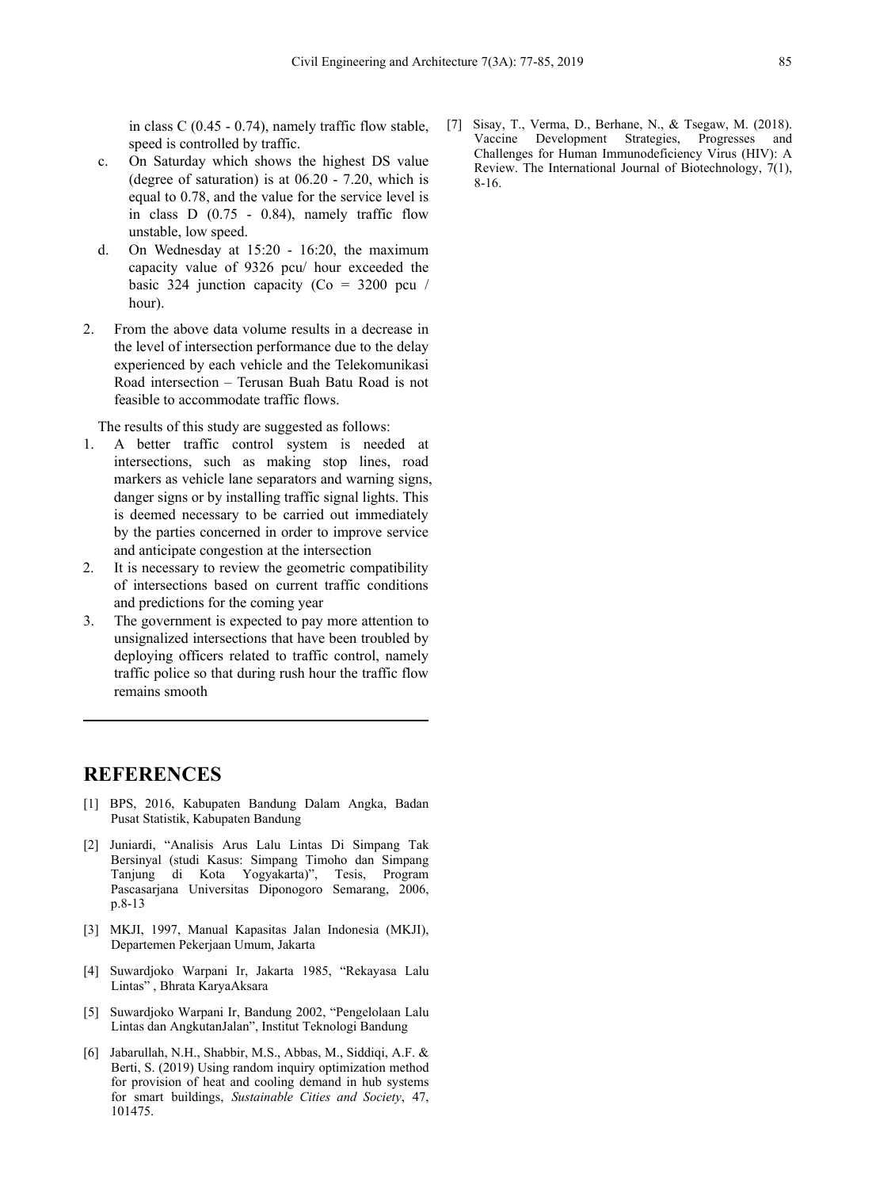in class C (0.45 - 0.74), namely traffic flow stable, speed is controlled by traffic.

c. On Saturday which shows the highest DS value (degree of saturation) is at 06.20 - 7.20, which is equal to 0.78, and the value for the service level is in class D (0.75 - 0.84), namely traffic flow unstable, low speed.
d. On Wednesday at 15:20 - 16:20, the maximum capacity value of 9326 pcu/ hour exceeded the basic 324 junction capacity (Co = 3200 pcu / hour).

2. From the above data volume results in a decrease in the level of intersection performance due to the delay experienced by each vehicle and the Telekomunikasi Road intersection – Terusan Buah Batu Road is not feasible to accommodate traffic flows.

The results of this study are suggested as follows:

1. A better traffic control system is needed at intersections, such as making stop lines, road markers as vehicle lane separators and warning signs, danger signs or by installing traffic signal lights. This is deemed necessary to be carried out immediately by the parties concerned in order to improve service and anticipate congestion at the intersection
2. It is necessary to review the geometric compatibility of intersections based on current traffic conditions and predictions for the coming year
3. The government is expected to pay more attention to unsignalized intersections that have been troubled by deploying officers related to traffic control, namely traffic police so that during rush hour the traffic flow remains smooth

# REFERENCES

[1] BPS, 2016, Kabupaten Bandung Dalam Angka, Badan Pusat Statistik, Kabupaten Bandung

[2] Juniardi, "Analisis Arus Lalu Lintas Di Simpang Tak Bersinyal (studi Kasus: Simpang Timoho dan Simpang Tanjung di Kota Yogyakarta)", Tesis, Program Pascasarjana Universitas Diponogoro Semarang, 2006, p.8-13

[3] MKJI, 1997, Manual Kapasitas Jalan Indonesia (MKJI), Departemen Pekerjaan Umum, Jakarta

[4] Suwardjoko Warpani Ir, Jakarta 1985, "Rekayasa Lalu Lintas" , Bhrata KaryaAksara

[5] Suwardjoko Warpani Ir, Bandung 2002, "Pengelolaan Lalu Lintas dan AngkutanJalan", Institut Teknologi Bandung

[6] Jabarullah, N.H., Shabbir, M.S., Abbas, M., Siddiqi, A.F. & Berti, S. (2019) Using random inquiry optimization method for provision of heat and cooling demand in hub systems for smart buildings, *Sustainable Cities and Society*, 47, 101475.

[7] Sisay, T., Verma, D., Berhane, N., & Tsegaw, M. (2018). Vaccine Development Strategies, Progresses and Challenges for Human Immunodeficiency Virus (HIV): A Review. The International Journal of Biotechnology, 7(1), 8-16.